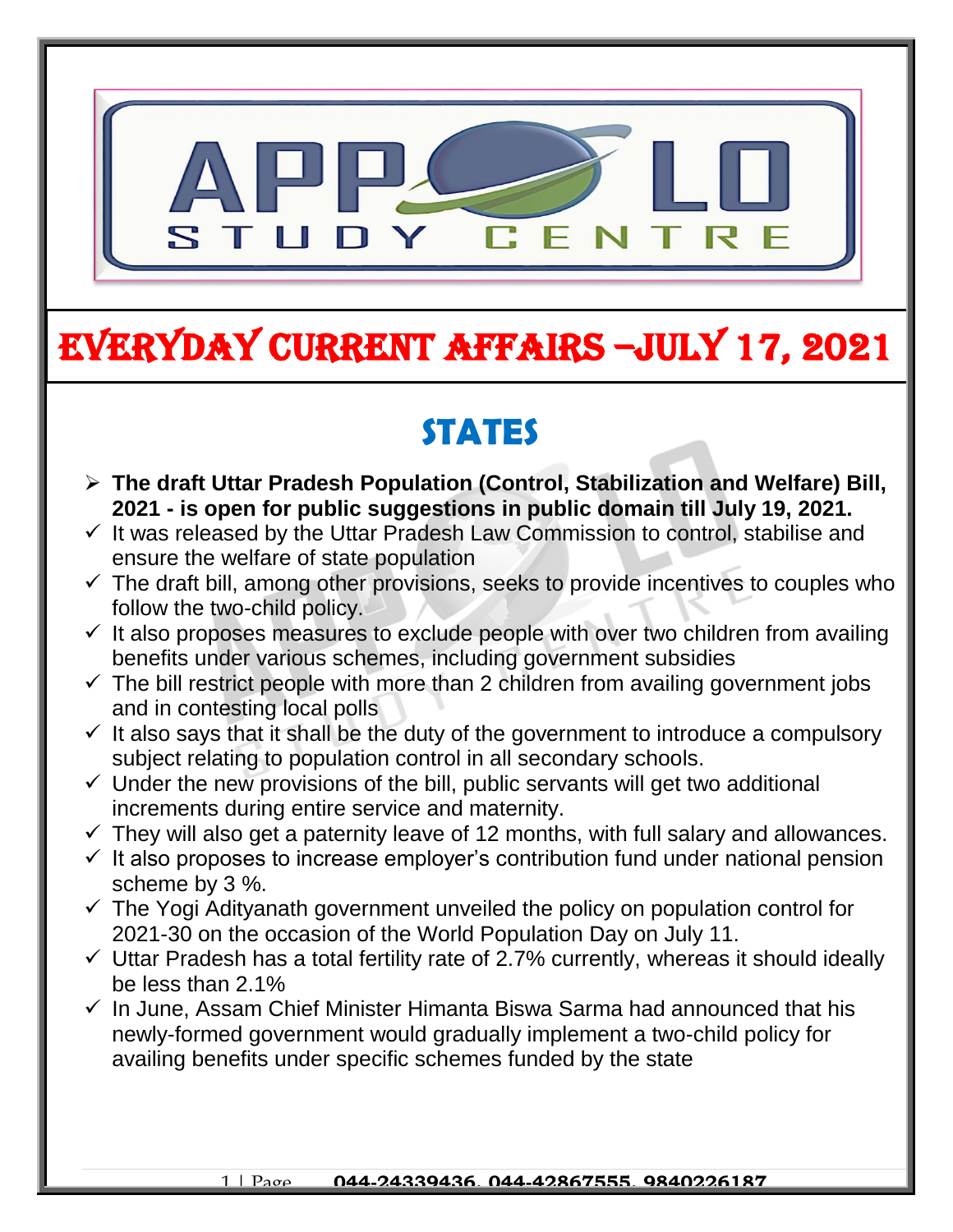# EVERYDAY CURRENT AFFAIRS –JULY 17, 2021

## STATES

- **The draft Uttar Pradesh Population (Control, Stabilization and Welfare) Bill, 2021 - is open for public suggestions in public domain till July 19, 2021.**
- ✓ It was released by the Uttar Pradesh Law Commission to control, stabilise and ensure the welfare of state population
- ✓ The draft bill, among other provisions, seeks to provide incentives to couples who follow the two-child policy.
- ✓ It also proposes measures to exclude people with over two children from availing benefits under various schemes, including government subsidies
- ✓ The bill restrict people with more than 2 children from availing government jobs and in contesting local polls
- ✓ It also says that it shall be the duty of the government to introduce a compulsory subject relating to population control in all secondary schools.
- ✓ Under the new provisions of the bill, public servants will get two additional increments during entire service and maternity.
- ✓ They will also get a paternity leave of 12 months, with full salary and allowances.
- ✓ It also proposes to increase employer's contribution fund under national pension scheme by 3 %.
- ✓ The Yogi Adityanath government unveiled the policy on population control for 2021-30 on the occasion of the World Population Day on July 11.
- ✓ Uttar Pradesh has a total fertility rate of 2.7% currently, whereas it should ideally be less than 2.1%
- ✓ In June, Assam Chief Minister Himanta Biswa Sarma had announced that his newly-formed government would gradually implement a two-child policy for availing benefits under specific schemes funded by the state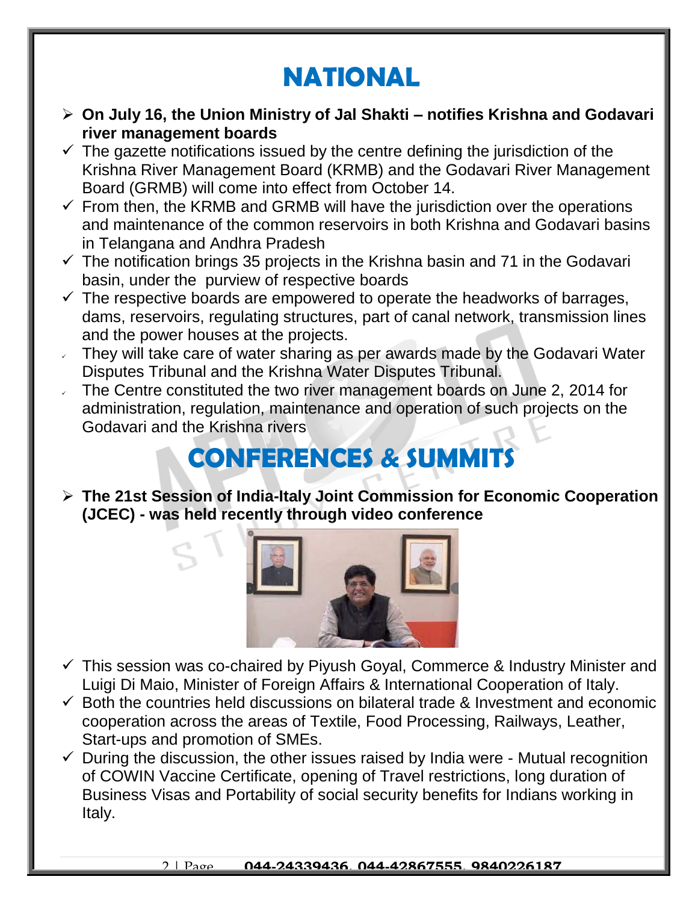# NATIONAL

- **On July 16, the Union Ministry of Jal Shakti – notifies Krishna and Godavari river management boards**
  - The gazette notifications issued by the centre defining the jurisdiction of the Krishna River Management Board (KRMB) and the Godavari River Management Board (GRMB) will come into effect from October 14.
  - From then, the KRMB and GRMB will have the jurisdiction over the operations and maintenance of the common reservoirs in both Krishna and Godavari basins in Telangana and Andhra Pradesh
  - The notification brings 35 projects in the Krishna basin and 71 in the Godavari basin, under the purview of respective boards
  - The respective boards are empowered to operate the headworks of barrages, dams, reservoirs, regulating structures, part of canal network, transmission lines and the power houses at the projects.
  - They will take care of water sharing as per awards made by the Godavari Water Disputes Tribunal and the Krishna Water Disputes Tribunal.
  - The Centre constituted the two river management boards on June 2, 2014 for administration, regulation, maintenance and operation of such projects on the Godavari and the Krishna rivers

# CONFERENCES & SUMMITS

- **The 21st Session of India-Italy Joint Commission for Economic Cooperation (JCEC) - was held recently through video conference**
  - This session was co-chaired by Piyush Goyal, Commerce & Industry Minister and Luigi Di Maio, Minister of Foreign Affairs & International Cooperation of Italy.
  - Both the countries held discussions on bilateral trade & Investment and economic cooperation across the areas of Textile, Food Processing, Railways, Leather, Start-ups and promotion of SMEs.
  - During the discussion, the other issues raised by India were - Mutual recognition of COWIN Vaccine Certificate, opening of Travel restrictions, long duration of Business Visas and Portability of social security benefits for Indians working in Italy.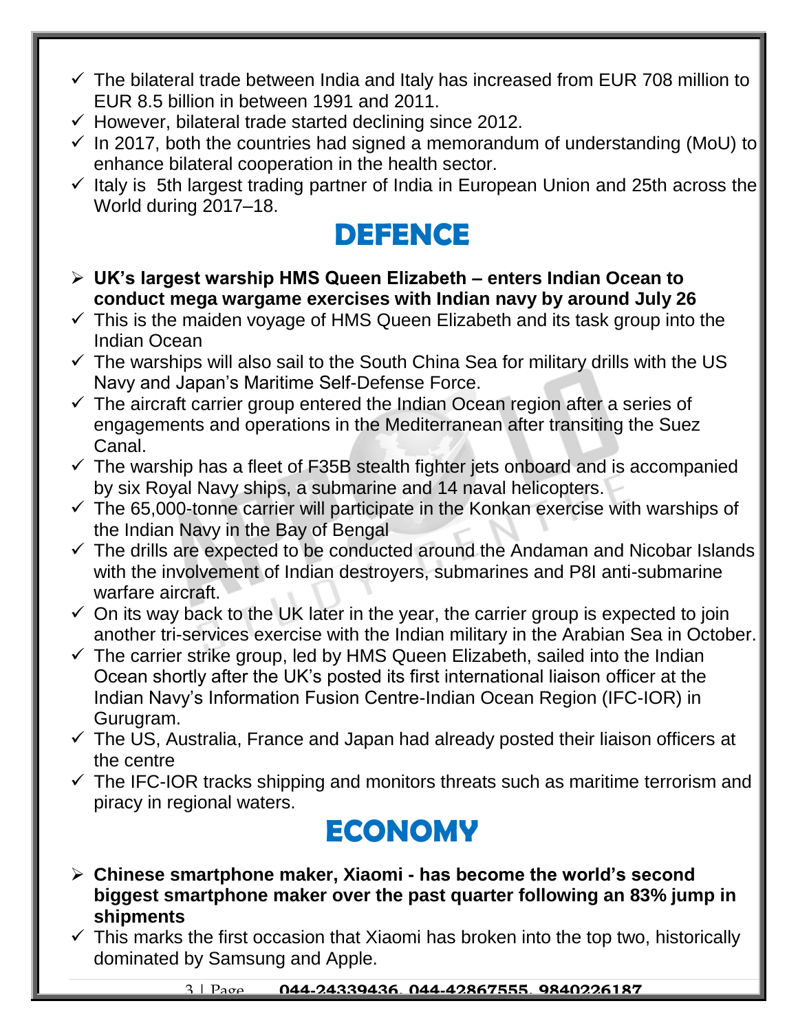- ✓ The bilateral trade between India and Italy has increased from EUR 708 million to EUR 8.5 billion in between 1991 and 2011.
- ✓ However, bilateral trade started declining since 2012.
- ✓ In 2017, both the countries had signed a memorandum of understanding (MoU) to enhance bilateral cooperation in the health sector.
- ✓ Italy is 5th largest trading partner of India in European Union and 25th across the World during 2017–18.

## DEFENCE

- **UK's largest warship HMS Queen Elizabeth – enters Indian Ocean to conduct mega wargame exercises with Indian navy by around July 26**
- ✓ This is the maiden voyage of HMS Queen Elizabeth and its task group into the Indian Ocean
- ✓ The warships will also sail to the South China Sea for military drills with the US Navy and Japan's Maritime Self-Defense Force.
- ✓ The aircraft carrier group entered the Indian Ocean region after a series of engagements and operations in the Mediterranean after transiting the Suez Canal.
- ✓ The warship has a fleet of F35B stealth fighter jets onboard and is accompanied by six Royal Navy ships, a submarine and 14 naval helicopters.
- ✓ The 65,000-tonne carrier will participate in the Konkan exercise with warships of the Indian Navy in the Bay of Bengal
- ✓ The drills are expected to be conducted around the Andaman and Nicobar Islands with the involvement of Indian destroyers, submarines and P8I anti-submarine warfare aircraft.
- ✓ On its way back to the UK later in the year, the carrier group is expected to join another tri-services exercise with the Indian military in the Arabian Sea in October.
- ✓ The carrier strike group, led by HMS Queen Elizabeth, sailed into the Indian Ocean shortly after the UK's posted its first international liaison officer at the Indian Navy's Information Fusion Centre-Indian Ocean Region (IFC-IOR) in Gurugram.
- ✓ The US, Australia, France and Japan had already posted their liaison officers at the centre
- ✓ The IFC-IOR tracks shipping and monitors threats such as maritime terrorism and piracy in regional waters.

## ECONOMY

- **Chinese smartphone maker, Xiaomi - has become the world's second biggest smartphone maker over the past quarter following an 83% jump in shipments**
- ✓ This marks the first occasion that Xiaomi has broken into the top two, historically dominated by Samsung and Apple.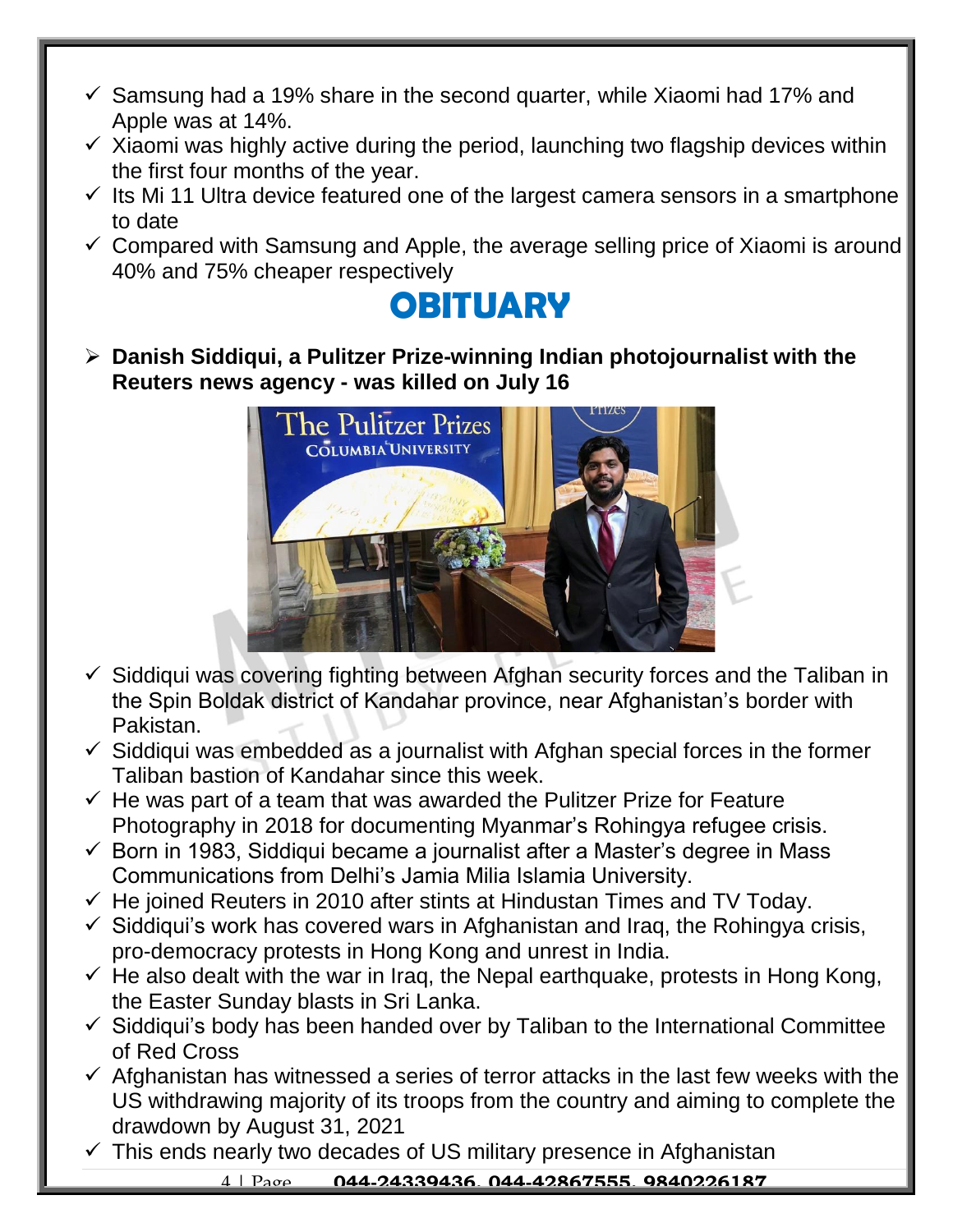- ✓ Samsung had a 19% share in the second quarter, while Xiaomi had 17% and Apple was at 14%.
- ✓ Xiaomi was highly active during the period, launching two flagship devices within the first four months of the year.
- ✓ Its Mi 11 Ultra device featured one of the largest camera sensors in a smartphone to date
- ✓ Compared with Samsung and Apple, the average selling price of Xiaomi is around 40% and 75% cheaper respectively

# OBITUARY

- **Danish Siddiqui, a Pulitzer Prize-winning Indian photojournalist with the Reuters news agency - was killed on July 16**

- ✓ Siddiqui was covering fighting between Afghan security forces and the Taliban in the Spin Boldak district of Kandahar province, near Afghanistan's border with Pakistan.
- ✓ Siddiqui was embedded as a journalist with Afghan special forces in the former Taliban bastion of Kandahar since this week.
- ✓ He was part of a team that was awarded the Pulitzer Prize for Feature Photography in 2018 for documenting Myanmar's Rohingya refugee crisis.
- ✓ Born in 1983, Siddiqui became a journalist after a Master's degree in Mass Communications from Delhi's Jamia Milia Islamia University.
- ✓ He joined Reuters in 2010 after stints at Hindustan Times and TV Today.
- ✓ Siddiqui's work has covered wars in Afghanistan and Iraq, the Rohingya crisis, pro-democracy protests in Hong Kong and unrest in India.
- ✓ He also dealt with the war in Iraq, the Nepal earthquake, protests in Hong Kong, the Easter Sunday blasts in Sri Lanka.
- ✓ Siddiqui's body has been handed over by Taliban to the International Committee of Red Cross
- ✓ Afghanistan has witnessed a series of terror attacks in the last few weeks with the US withdrawing majority of its troops from the country and aiming to complete the drawdown by August 31, 2021
- ✓ This ends nearly two decades of US military presence in Afghanistan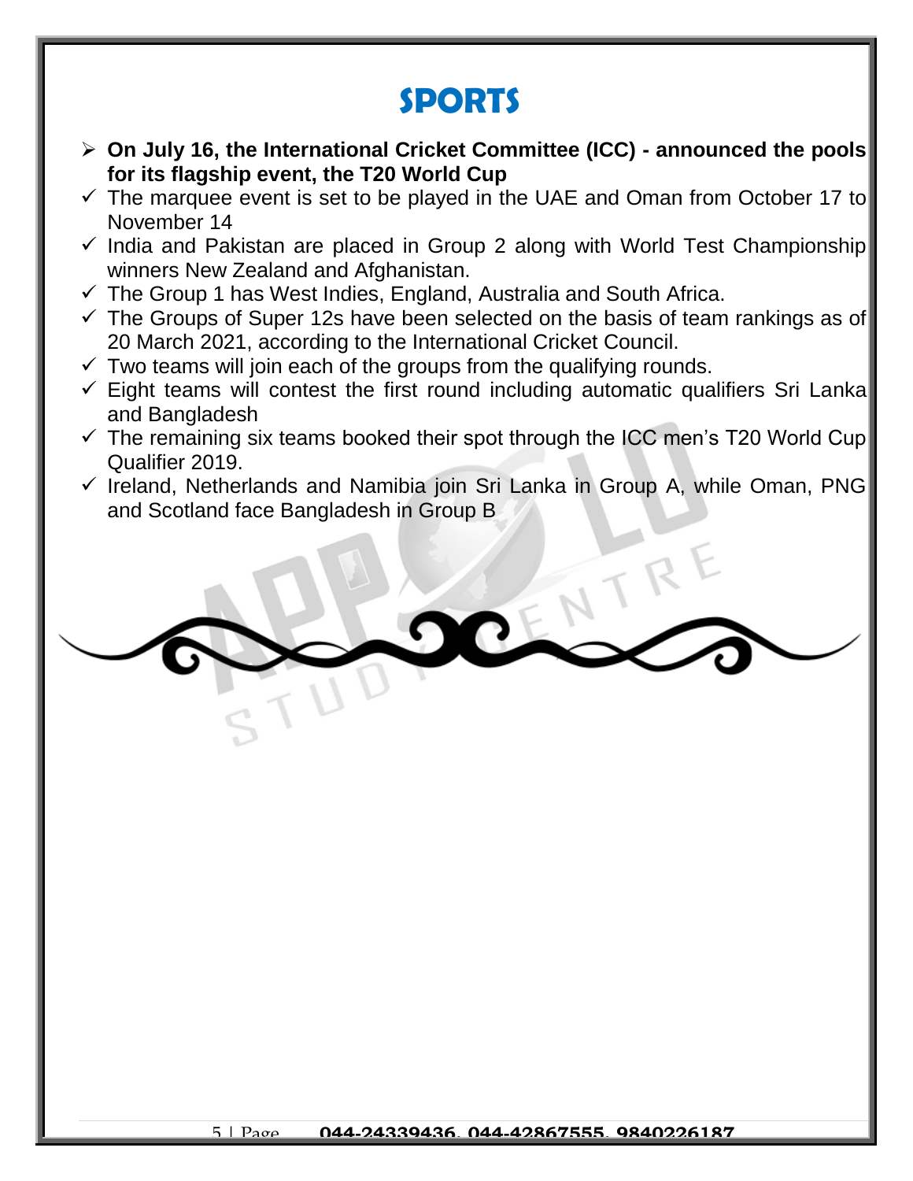# SPORTS

- **On July 16, the International Cricket Committee (ICC) - announced the pools for its flagship event, the T20 World Cup**
  - The marquee event is set to be played in the UAE and Oman from October 17 to November 14
  - India and Pakistan are placed in Group 2 along with World Test Championship winners New Zealand and Afghanistan.
  - The Group 1 has West Indies, England, Australia and South Africa.
  - The Groups of Super 12s have been selected on the basis of team rankings as of 20 March 2021, according to the International Cricket Council.
  - Two teams will join each of the groups from the qualifying rounds.
  - Eight teams will contest the first round including automatic qualifiers Sri Lanka and Bangladesh
  - The remaining six teams booked their spot through the ICC men's T20 World Cup Qualifier 2019.
  - Ireland, Netherlands and Namibia join Sri Lanka in Group A, while Oman, PNG and Scotland face Bangladesh in Group B